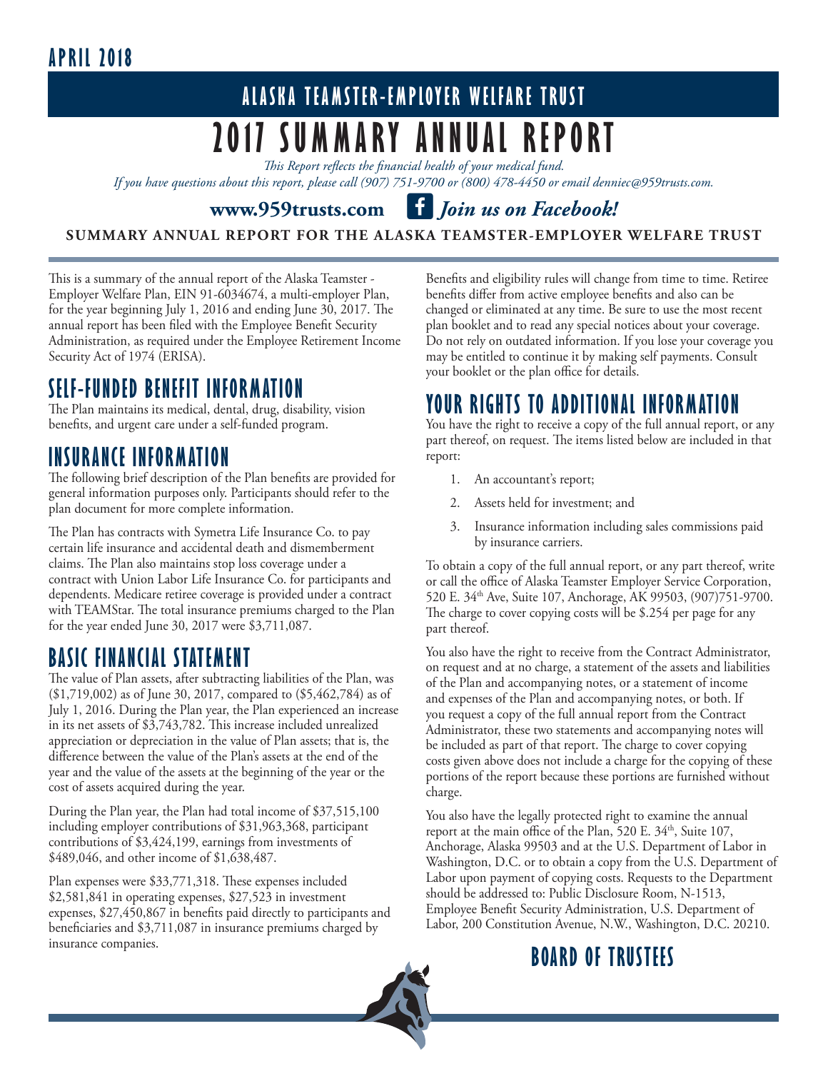**APRIL 2018**

## ALASKA TEAMSTER-EMPLOYER WELFARE TRUST

# 2017 SUMMARY ANNUAL REPORT

*This Report reflects the financial health of your medical fund.*
*If you have questions about this report, please call (907) 751-9700 or (800) 478-4450 or email denniec@959trusts.com.*

**www.959trusts.com** ***Join us on Facebook!***

**SUMMARY ANNUAL REPORT FOR THE ALASKA TEAMSTER-EMPLOYER WELFARE TRUST**

This is a summary of the annual report of the Alaska Teamster - Employer Welfare Plan, EIN 91-6034674, a multi-employer Plan, for the year beginning July 1, 2016 and ending June 30, 2017. The annual report has been filed with the Employee Benefit Security Administration, as required under the Employee Retirement Income Security Act of 1974 (ERISA).

## SELF-FUNDED BENEFIT INFORMATION

The Plan maintains its medical, dental, drug, disability, vision benefits, and urgent care under a self-funded program.

## INSURANCE INFORMATION

The following brief description of the Plan benefits are provided for general information purposes only. Participants should refer to the plan document for more complete information.

The Plan has contracts with Symetra Life Insurance Co. to pay certain life insurance and accidental death and dismemberment claims. The Plan also maintains stop loss coverage under a contract with Union Labor Life Insurance Co. for participants and dependents. Medicare retiree coverage is provided under a contract with TEAMStar. The total insurance premiums charged to the Plan for the year ended June 30, 2017 were $3,711,087.

## BASIC FINANCIAL STATEMENT

The value of Plan assets, after subtracting liabilities of the Plan, was ($1,719,002) as of June 30, 2017, compared to ($5,462,784) as of July 1, 2016. During the Plan year, the Plan experienced an increase in its net assets of $3,743,782. This increase included unrealized appreciation or depreciation in the value of Plan assets; that is, the difference between the value of the Plan's assets at the end of the year and the value of the assets at the beginning of the year or the cost of assets acquired during the year.

During the Plan year, the Plan had total income of $37,515,100 including employer contributions of $31,963,368, participant contributions of $3,424,199, earnings from investments of $489,046, and other income of $1,638,487.

Plan expenses were $33,771,318. These expenses included $2,581,841 in operating expenses, $27,523 in investment expenses, $27,450,867 in benefits paid directly to participants and beneficiaries and $3,711,087 in insurance premiums charged by insurance companies.

Benefits and eligibility rules will change from time to time. Retiree benefits differ from active employee benefits and also can be changed or eliminated at any time. Be sure to use the most recent plan booklet and to read any special notices about your coverage. Do not rely on outdated information. If you lose your coverage you may be entitled to continue it by making self payments. Consult your booklet or the plan office for details.

## YOUR RIGHTS TO ADDITIONAL INFORMATION

You have the right to receive a copy of the full annual report, or any part thereof, on request. The items listed below are included in that report:

1. An accountant's report;
2. Assets held for investment; and
3. Insurance information including sales commissions paid by insurance carriers.

To obtain a copy of the full annual report, or any part thereof, write or call the office of Alaska Teamster Employer Service Corporation, 520 E. 34th Ave, Suite 107, Anchorage, AK 99503, (907)751-9700. The charge to cover copying costs will be $.254 per page for any part thereof.

You also have the right to receive from the Contract Administrator, on request and at no charge, a statement of the assets and liabilities of the Plan and accompanying notes, or a statement of income and expenses of the Plan and accompanying notes, or both. If you request a copy of the full annual report from the Contract Administrator, these two statements and accompanying notes will be included as part of that report. The charge to cover copying costs given above does not include a charge for the copying of these portions of the report because these portions are furnished without charge.

You also have the legally protected right to examine the annual report at the main office of the Plan, 520 E. 34th, Suite 107, Anchorage, Alaska 99503 and at the U.S. Department of Labor in Washington, D.C. or to obtain a copy from the U.S. Department of Labor upon payment of copying costs. Requests to the Department should be addressed to: Public Disclosure Room, N-1513, Employee Benefit Security Administration, U.S. Department of Labor, 200 Constitution Avenue, N.W., Washington, D.C. 20210.

## BOARD OF TRUSTEES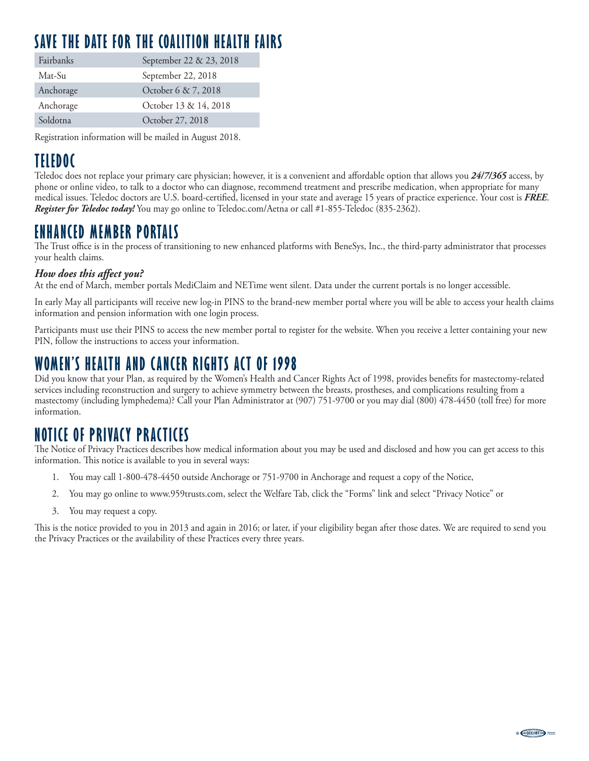## SAVE THE DATE FOR THE COALITION HEALTH FAIRS

| | |
|---|---|
| Fairbanks | September 22 & 23, 2018 |
| Mat-Su | September 22, 2018 |
| Anchorage | October 6 & 7, 2018 |
| Anchorage | October 13 & 14, 2018 |
| Soldotna | October 27, 2018 |

Registration information will be mailed in August 2018.

## TELEDOC

Teledoc does not replace your primary care physician; however, it is a convenient and affordable option that allows you ***24/7/365*** access, by phone or online video, to talk to a doctor who can diagnose, recommend treatment and prescribe medication, when appropriate for many medical issues. Teledoc doctors are U.S. board-certified, licensed in your state and average 15 years of practice experience. Your cost is ***FREE***. ***Register for Teledoc today!*** You may go online to Teledoc.com/Aetna or call #1-855-Teledoc (835-2362).

## ENHANCED MEMBER PORTALS

The Trust office is in the process of transitioning to new enhanced platforms with BeneSys, Inc., the third-party administrator that processes your health claims.

### *How does this affect you?*

At the end of March, member portals MediClaim and NETime went silent. Data under the current portals is no longer accessible.

In early May all participants will receive new log-in PINS to the brand-new member portal where you will be able to access your health claims information and pension information with one login process.

Participants must use their PINS to access the new member portal to register for the website. When you receive a letter containing your new PIN, follow the instructions to access your information.

## WOMEN'S HEALTH AND CANCER RIGHTS ACT OF 1998

Did you know that your Plan, as required by the Women's Health and Cancer Rights Act of 1998, provides benefits for mastectomy-related services including reconstruction and surgery to achieve symmetry between the breasts, prostheses, and complications resulting from a mastectomy (including lymphedema)? Call your Plan Administrator at (907) 751-9700 or you may dial (800) 478-4450 (toll free) for more information.

## NOTICE OF PRIVACY PRACTICES

The Notice of Privacy Practices describes how medical information about you may be used and disclosed and how you can get access to this information. This notice is available to you in several ways:

1. You may call 1-800-478-4450 outside Anchorage or 751-9700 in Anchorage and request a copy of the Notice,
2. You may go online to www.959trusts.com, select the Welfare Tab, click the "Forms" link and select "Privacy Notice" or
3. You may request a copy.

This is the notice provided to you in 2013 and again in 2016; or later, if your eligibility began after those dates. We are required to send you the Privacy Practices or the availability of these Practices every three years.